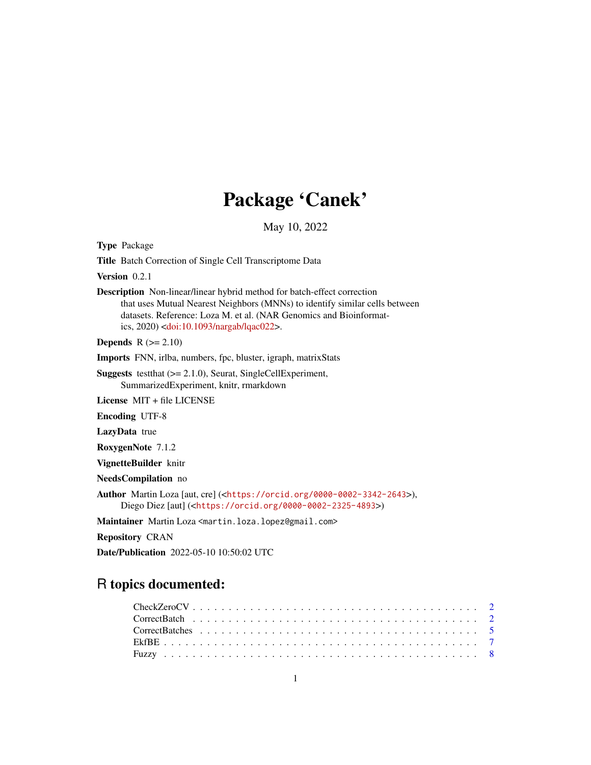# Package 'Canek'

May 10, 2022

**Type** Package

**Title** Batch Correction of Single Cell Transcriptome Data

**Version** 0.2.1

**Description** Non-linear/linear hybrid method for batch-effect correction that uses Mutual Nearest Neighbors (MNNs) to identify similar cells between datasets. Reference: Loza M. et al. (NAR Genomics and Bioinformatics, 2020) <doi:10.1093/nargab/lqac022>.

**Depends** R (>= 2.10)

**Imports** FNN, irlba, numbers, fpc, bluster, igraph, matrixStats

**Suggests** testthat (>= 2.1.0), Seurat, SingleCellExperiment, SummarizedExperiment, knitr, rmarkdown

**License** MIT + file LICENSE

**Encoding** UTF-8

**LazyData** true

**RoxygenNote** 7.1.2

**VignetteBuilder** knitr

**NeedsCompilation** no

**Author** Martin Loza [aut, cre] (<https://orcid.org/0000-0002-3342-2643>), Diego Diez [aut] (<https://orcid.org/0000-0002-2325-4893>)

**Maintainer** Martin Loza <martin.loza.lopez@gmail.com>

**Repository** CRAN

**Date/Publication** 2022-05-10 10:50:02 UTC

## R topics documented:

- CheckZeroCV . . . . . . . . . . . . . . . . . . . . . . . . . . . . . . . . . . . . . . 2
- CorrectBatch . . . . . . . . . . . . . . . . . . . . . . . . . . . . . . . . . . . . . . 2
- CorrectBatches . . . . . . . . . . . . . . . . . . . . . . . . . . . . . . . . . . . . . 5
- EkfBE . . . . . . . . . . . . . . . . . . . . . . . . . . . . . . . . . . . . . . . . . . 7
- Fuzzy . . . . . . . . . . . . . . . . . . . . . . . . . . . . . . . . . . . . . . . . . . 8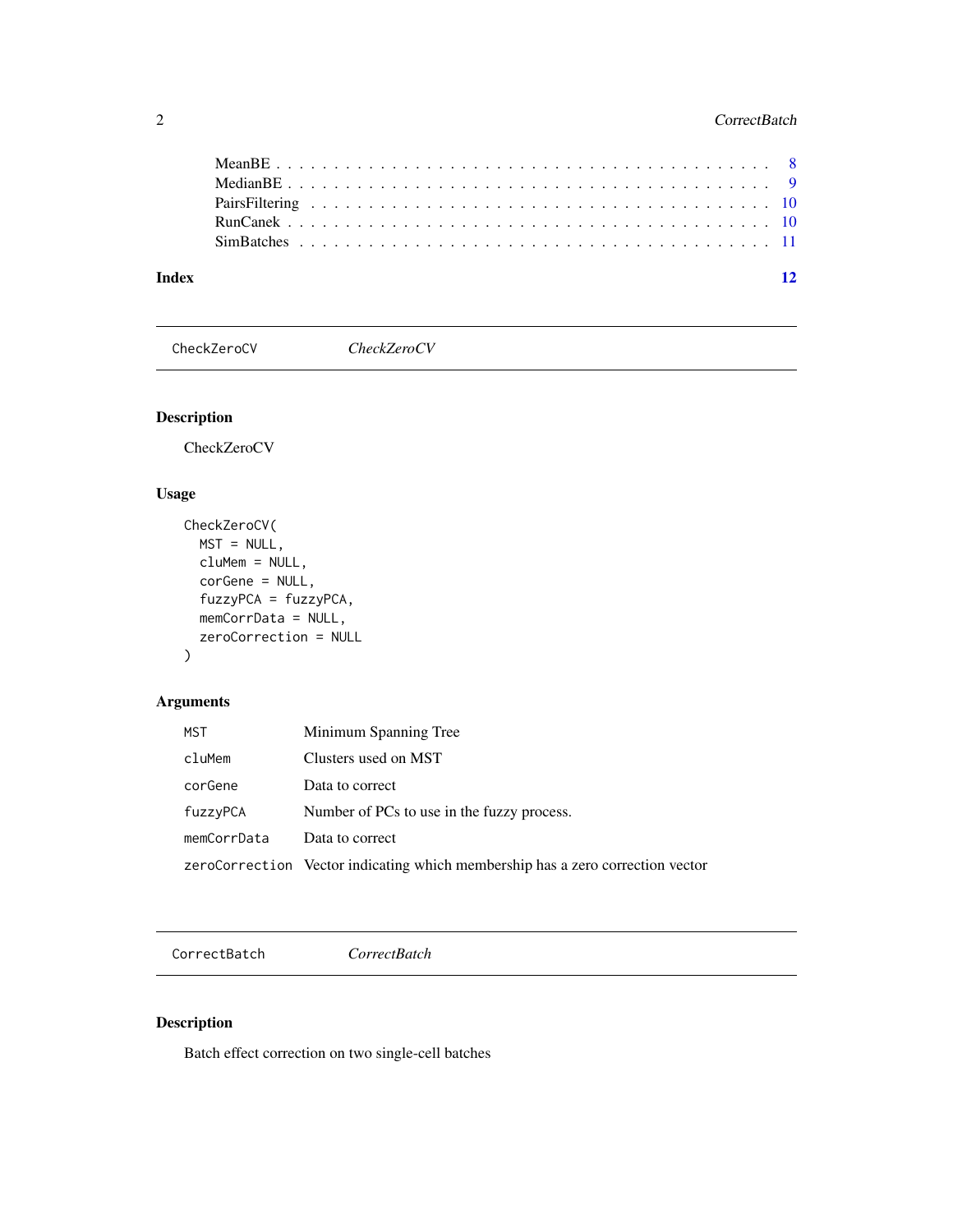MeanBE . . . . . . . . . . . . . . . . . . . . . . . . . . . . . . . . . . . . . . 8
MedianBE . . . . . . . . . . . . . . . . . . . . . . . . . . . . . . . . . . . . . 9
PairsFiltering . . . . . . . . . . . . . . . . . . . . . . . . . . . . . . . . . . 10
RunCanek . . . . . . . . . . . . . . . . . . . . . . . . . . . . . . . . . . . . . 10
SimBatches . . . . . . . . . . . . . . . . . . . . . . . . . . . . . . . . . . . . 11

**Index** **12**

---

## CheckZeroCV *CheckZeroCV*

### Description

CheckZeroCV

### Usage

```
CheckZeroCV(
  MST = NULL,
  cluMem = NULL,
  corGene = NULL,
  fuzzyPCA = fuzzyPCA,
  memCorrData = NULL,
  zeroCorrection = NULL
)
```

### Arguments

| | |
|---|---|
| `MST` | Minimum Spanning Tree |
| `cluMem` | Clusters used on MST |
| `corGene` | Data to correct |
| `fuzzyPCA` | Number of PCs to use in the fuzzy process. |
| `memCorrData` | Data to correct |
| `zeroCorrection` | Vector indicating which membership has a zero correction vector |

---

## CorrectBatch *CorrectBatch*

### Description

Batch effect correction on two single-cell batches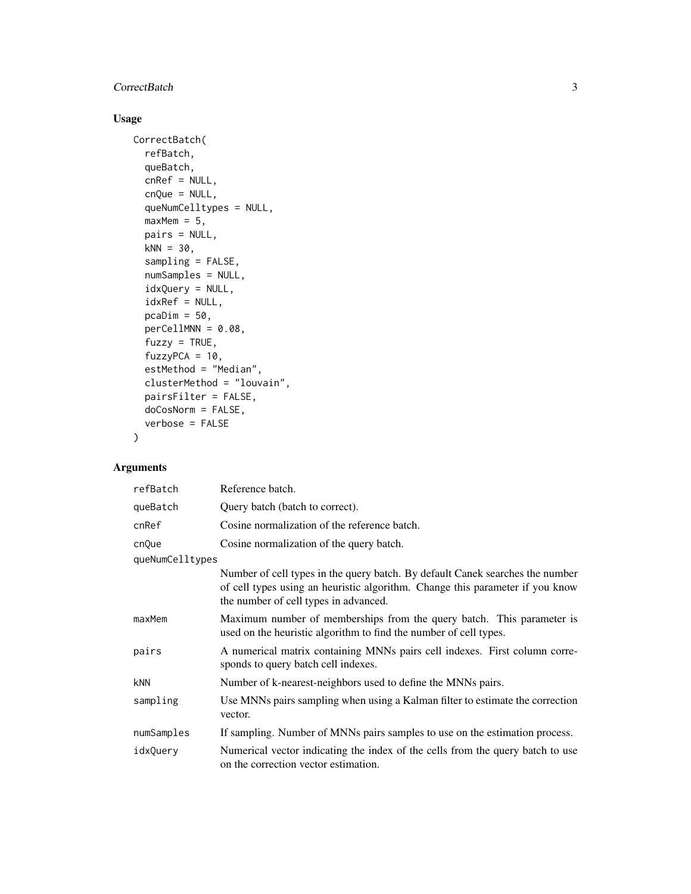## Usage

```
CorrectBatch(
  refBatch,
  queBatch,
  cnRef = NULL,
  cnQue = NULL,
  queNumCelltypes = NULL,
  maxMem = 5,
  pairs = NULL,
  kNN = 30,
  sampling = FALSE,
  numSamples = NULL,
  idxQuery = NULL,
  idxRef = NULL,
  pcaDim = 50,
  perCellMNN = 0.08,
  fuzzy = TRUE,
  fuzzyPCA = 10,
  estMethod = "Median",
  clusterMethod = "louvain",
  pairsFilter = FALSE,
  doCosNorm = FALSE,
  verbose = FALSE
)
```

## Arguments

| | |
|---|---|
| refBatch | Reference batch. |
| queBatch | Query batch (batch to correct). |
| cnRef | Cosine normalization of the reference batch. |
| cnQue | Cosine normalization of the query batch. |
| queNumCelltypes | Number of cell types in the query batch. By default Canek searches the number of cell types using an heuristic algorithm. Change this parameter if you know the number of cell types in advanced. |
| maxMem | Maximum number of memberships from the query batch. This parameter is used on the heuristic algorithm to find the number of cell types. |
| pairs | A numerical matrix containing MNNs pairs cell indexes. First column corresponds to query batch cell indexes. |
| kNN | Number of k-nearest-neighbors used to define the MNNs pairs. |
| sampling | Use MNNs pairs sampling when using a Kalman filter to estimate the correction vector. |
| numSamples | If sampling. Number of MNNs pairs samples to use on the estimation process. |
| idxQuery | Numerical vector indicating the index of the cells from the query batch to use on the correction vector estimation. |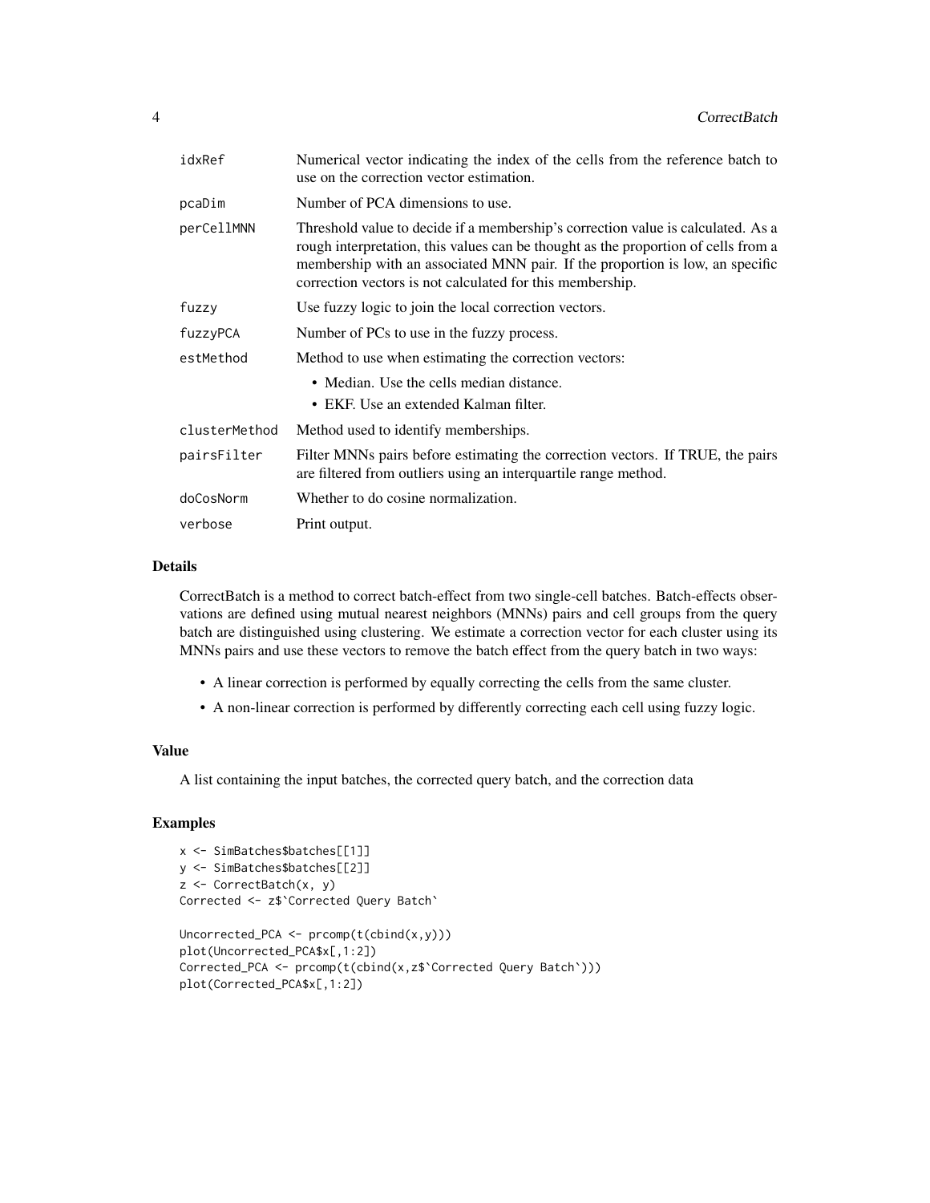| | |
|---|---|
| idxRef | Numerical vector indicating the index of the cells from the reference batch to use on the correction vector estimation. |
| pcaDim | Number of PCA dimensions to use. |
| perCellMNN | Threshold value to decide if a membership's correction value is calculated. As a rough interpretation, this values can be thought as the proportion of cells from a membership with an associated MNN pair. If the proportion is low, an specific correction vectors is not calculated for this membership. |
| fuzzy | Use fuzzy logic to join the local correction vectors. |
| fuzzyPCA | Number of PCs to use in the fuzzy process. |
| estMethod | Method to use when estimating the correction vectors: <br>• Median. Use the cells median distance. <br>• EKF. Use an extended Kalman filter. |
| clusterMethod | Method used to identify memberships. |
| pairsFilter | Filter MNNs pairs before estimating the correction vectors. If TRUE, the pairs are filtered from outliers using an interquartile range method. |
| doCosNorm | Whether to do cosine normalization. |
| verbose | Print output. |

## Details

CorrectBatch is a method to correct batch-effect from two single-cell batches. Batch-effects observations are defined using mutual nearest neighbors (MNNs) pairs and cell groups from the query batch are distinguished using clustering. We estimate a correction vector for each cluster using its MNNs pairs and use these vectors to remove the batch effect from the query batch in two ways:

- A linear correction is performed by equally correcting the cells from the same cluster.
- A non-linear correction is performed by differently correcting each cell using fuzzy logic.

## Value

A list containing the input batches, the corrected query batch, and the correction data

## Examples

```
x <- SimBatches$batches[[1]]
y <- SimBatches$batches[[2]]
z <- CorrectBatch(x, y)
Corrected <- z$`Corrected Query Batch`

Uncorrected_PCA <- prcomp(t(cbind(x,y)))
plot(Uncorrected_PCA$x[,1:2])
Corrected_PCA <- prcomp(t(cbind(x,z$`Corrected Query Batch`)))
plot(Corrected_PCA$x[,1:2])
```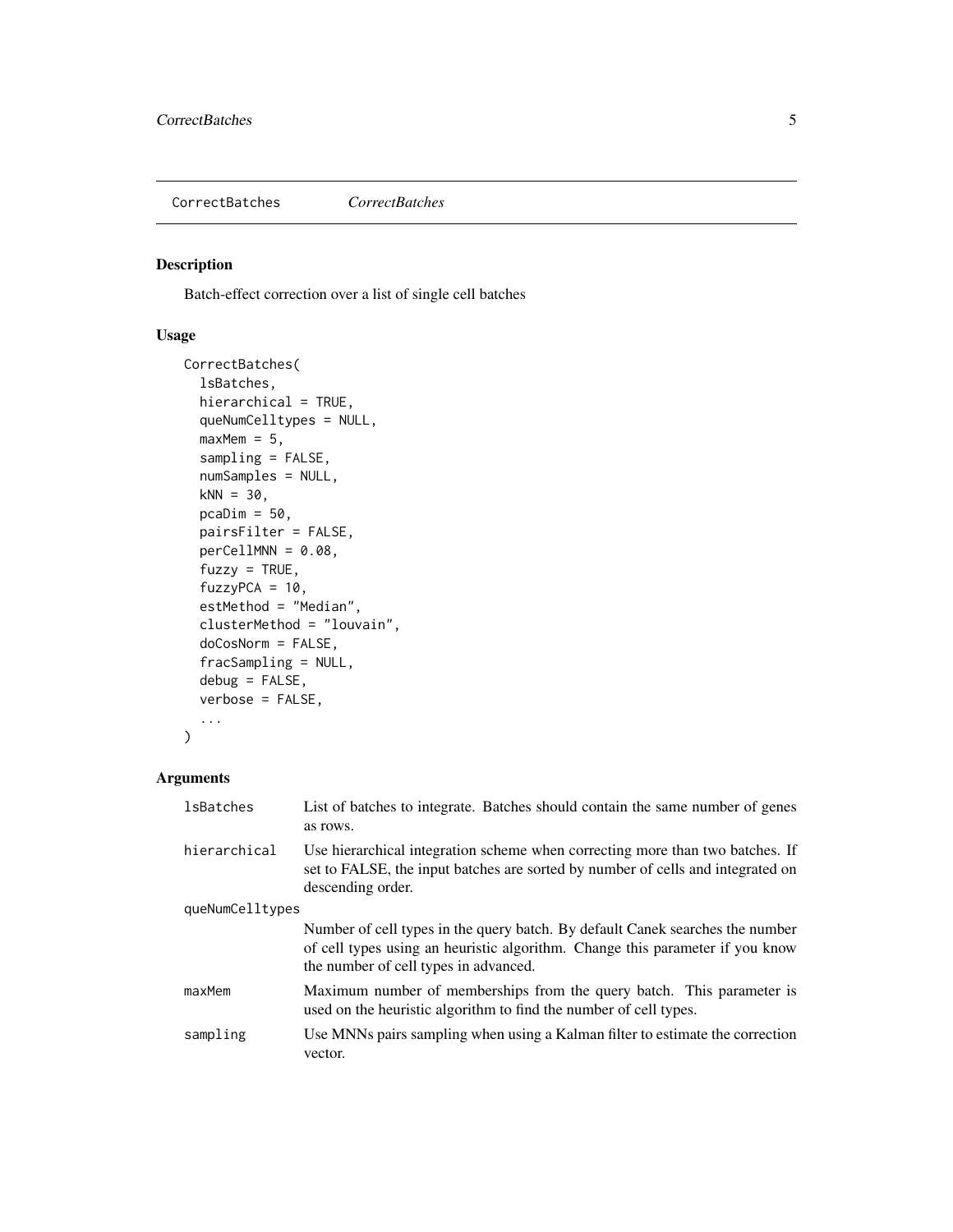## CorrectBatches *CorrectBatches*

### Description

Batch-effect correction over a list of single cell batches

### Usage

```
CorrectBatches(
  lsBatches,
  hierarchical = TRUE,
  queNumCelltypes = NULL,
  maxMem = 5,
  sampling = FALSE,
  numSamples = NULL,
  kNN = 30,
  pcaDim = 50,
  pairsFilter = FALSE,
  perCellMNN = 0.08,
  fuzzy = TRUE,
  fuzzyPCA = 10,
  estMethod = "Median",
  clusterMethod = "louvain",
  doCosNorm = FALSE,
  fracSampling = NULL,
  debug = FALSE,
  verbose = FALSE,
  ...
)
```

### Arguments

| | |
|---|---|
| `lsBatches` | List of batches to integrate. Batches should contain the same number of genes as rows. |
| `hierarchical` | Use hierarchical integration scheme when correcting more than two batches. If set to FALSE, the input batches are sorted by number of cells and integrated on descending order. |
| `queNumCelltypes` | Number of cell types in the query batch. By default Canek searches the number of cell types using an heuristic algorithm. Change this parameter if you know the number of cell types in advanced. |
| `maxMem` | Maximum number of memberships from the query batch. This parameter is used on the heuristic algorithm to find the number of cell types. |
| `sampling` | Use MNNs pairs sampling when using a Kalman filter to estimate the correction vector. |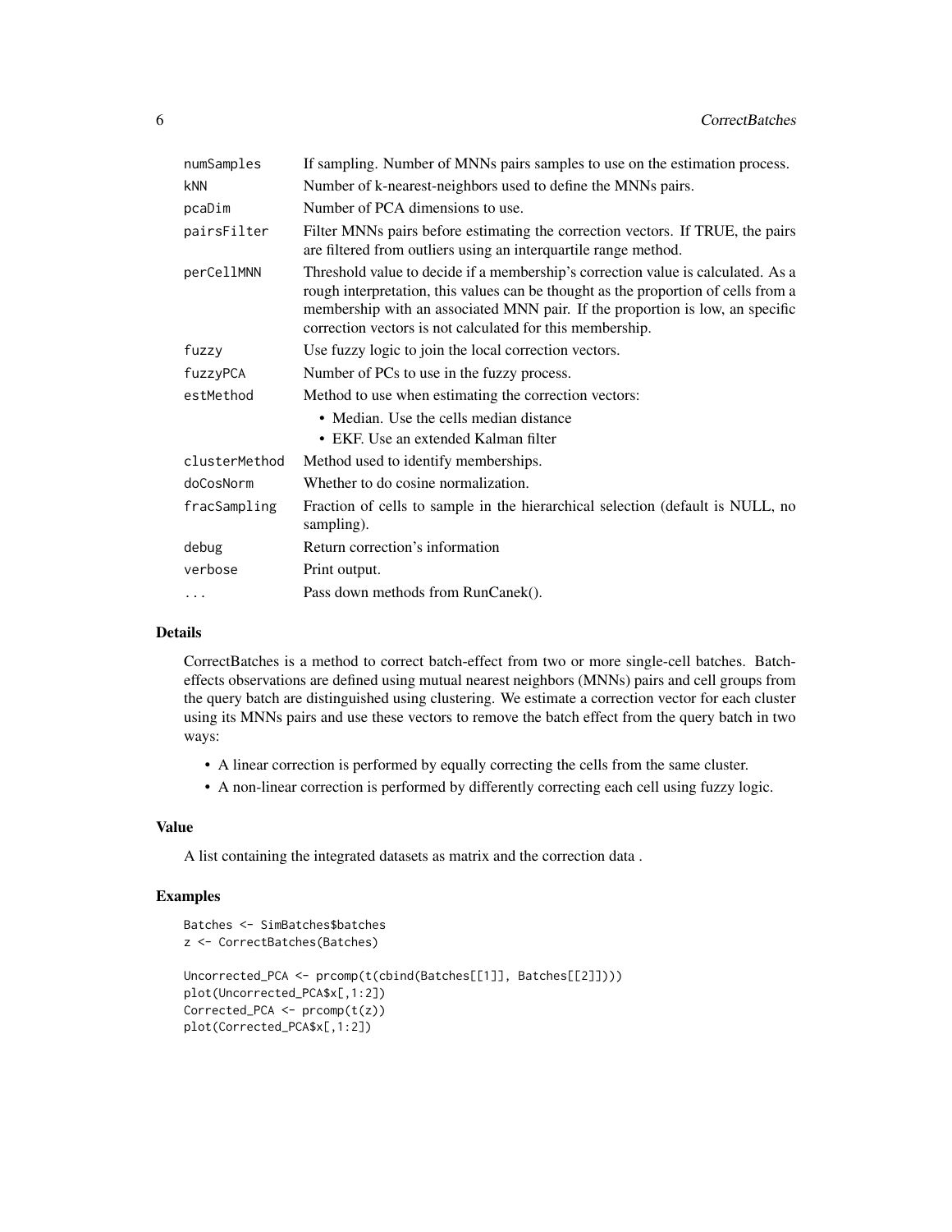| | |
|---|---|
| `numSamples` | If sampling. Number of MNNs pairs samples to use on the estimation process. |
| `kNN` | Number of k-nearest-neighbors used to define the MNNs pairs. |
| `pcaDim` | Number of PCA dimensions to use. |
| `pairsFilter` | Filter MNNs pairs before estimating the correction vectors. If TRUE, the pairs are filtered from outliers using an interquartile range method. |
| `perCellMNN` | Threshold value to decide if a membership's correction value is calculated. As a rough interpretation, this values can be thought as the proportion of cells from a membership with an associated MNN pair. If the proportion is low, an specific correction vectors is not calculated for this membership. |
| `fuzzy` | Use fuzzy logic to join the local correction vectors. |
| `fuzzyPCA` | Number of PCs to use in the fuzzy process. |
| `estMethod` | Method to use when estimating the correction vectors: • Median. Use the cells median distance • EKF. Use an extended Kalman filter |
| `clusterMethod` | Method used to identify memberships. |
| `doCosNorm` | Whether to do cosine normalization. |
| `fracSampling` | Fraction of cells to sample in the hierarchical selection (default is NULL, no sampling). |
| `debug` | Return correction's information |
| `verbose` | Print output. |
| `...` | Pass down methods from RunCanek(). |

## Details

CorrectBatches is a method to correct batch-effect from two or more single-cell batches. Batch-effects observations are defined using mutual nearest neighbors (MNNs) pairs and cell groups from the query batch are distinguished using clustering. We estimate a correction vector for each cluster using its MNNs pairs and use these vectors to remove the batch effect from the query batch in two ways:

- A linear correction is performed by equally correcting the cells from the same cluster.
- A non-linear correction is performed by differently correcting each cell using fuzzy logic.

## Value

A list containing the integrated datasets as matrix and the correction data .

## Examples

```
Batches <- SimBatches$batches
z <- CorrectBatches(Batches)

Uncorrected_PCA <- prcomp(t(cbind(Batches[[1]], Batches[[2]])))
plot(Uncorrected_PCA$x[,1:2])
Corrected_PCA <- prcomp(t(z))
plot(Corrected_PCA$x[,1:2])
```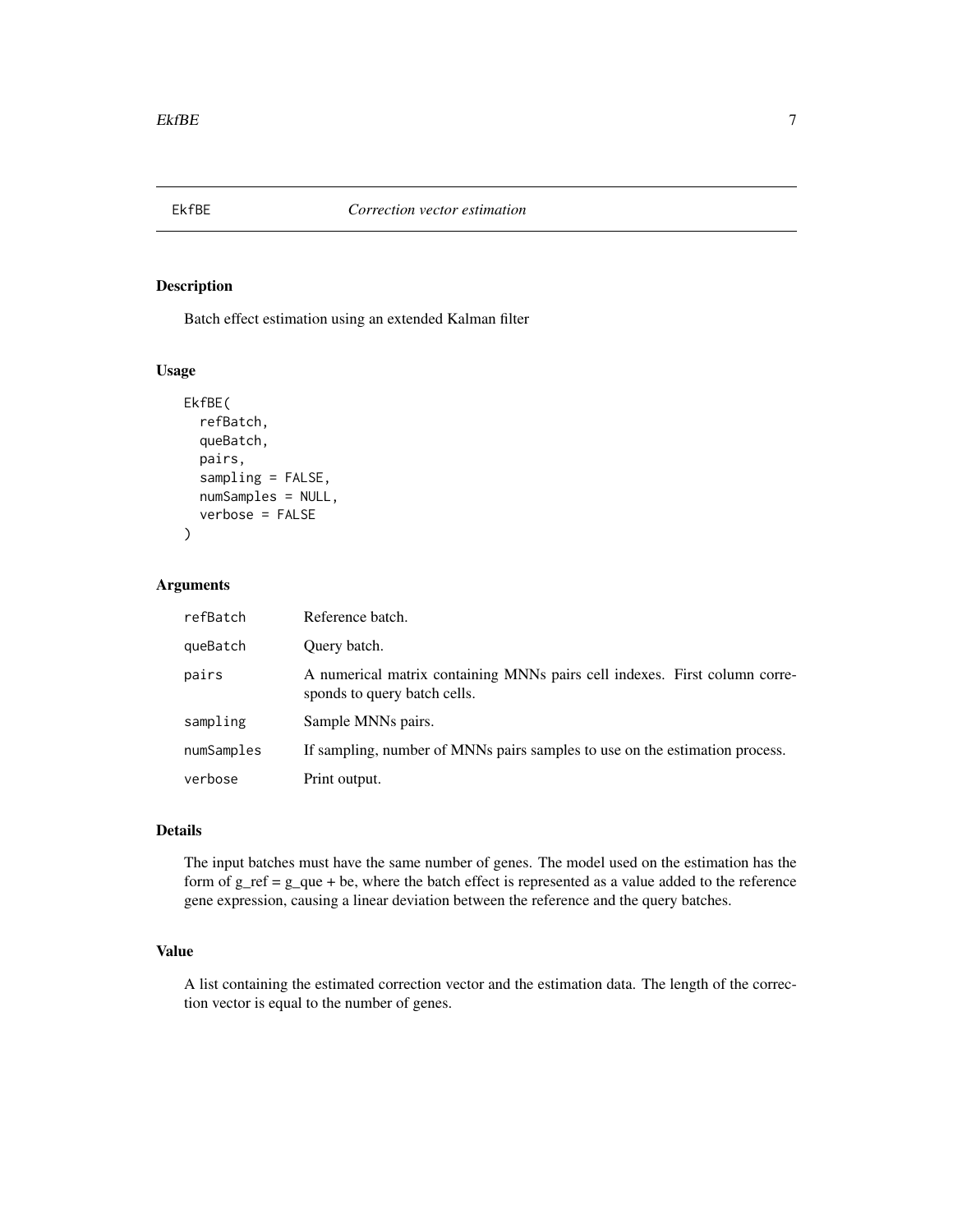# EkfBE — *Correction vector estimation*

## Description

Batch effect estimation using an extended Kalman filter

## Usage

```
EkfBE(
  refBatch,
  queBatch,
  pairs,
  sampling = FALSE,
  numSamples = NULL,
  verbose = FALSE
)
```

## Arguments

| | |
|---|---|
| refBatch | Reference batch. |
| queBatch | Query batch. |
| pairs | A numerical matrix containing MNNs pairs cell indexes. First column corresponds to query batch cells. |
| sampling | Sample MNNs pairs. |
| numSamples | If sampling, number of MNNs pairs samples to use on the estimation process. |
| verbose | Print output. |

## Details

The input batches must have the same number of genes. The model used on the estimation has the form of $g_{ref} = g_{que} + be$, where the batch effect is represented as a value added to the reference gene expression, causing a linear deviation between the reference and the query batches.

## Value

A list containing the estimated correction vector and the estimation data. The length of the correction vector is equal to the number of genes.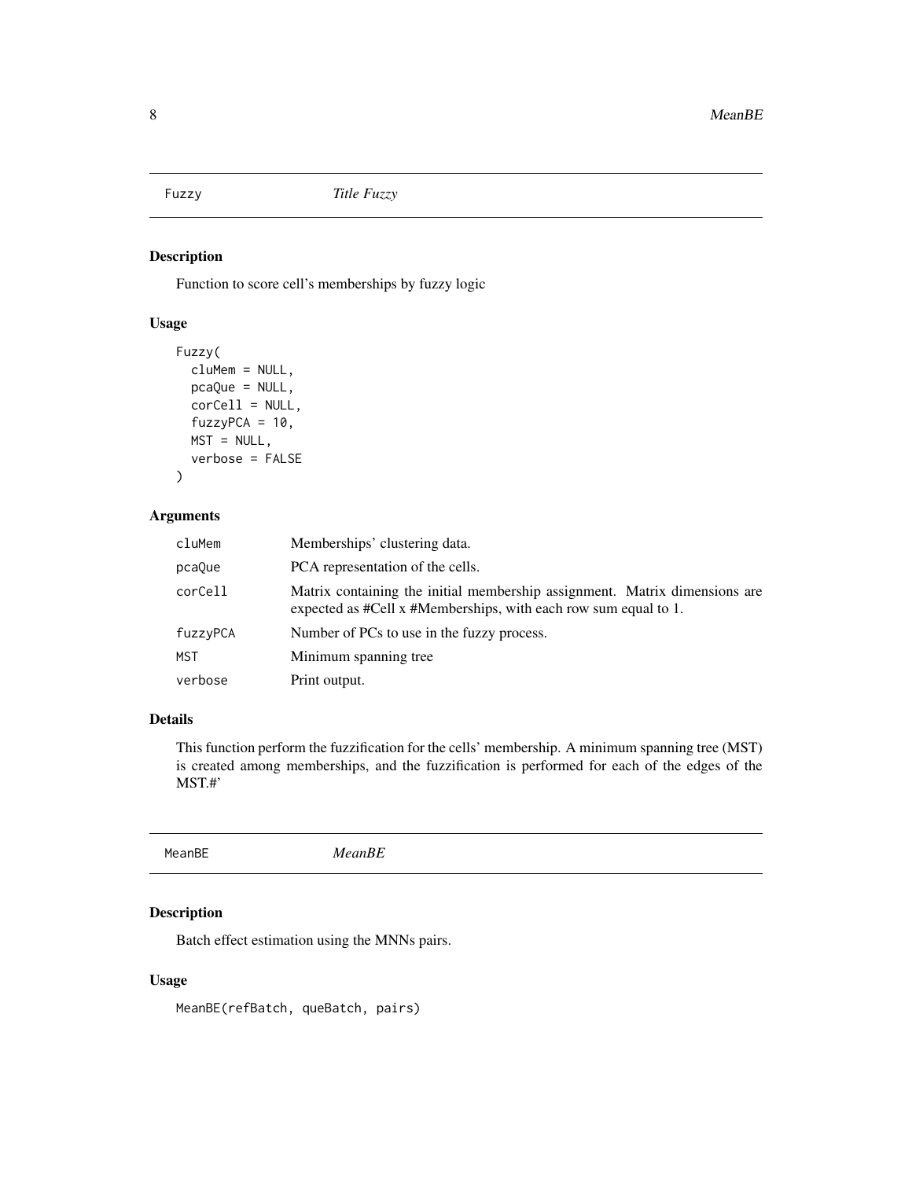## Fuzzy *Title Fuzzy*

### Description

Function to score cell's memberships by fuzzy logic

### Usage

```
Fuzzy(
  cluMem = NULL,
  pcaQue = NULL,
  corCell = NULL,
  fuzzyPCA = 10,
  MST = NULL,
  verbose = FALSE
)
```

### Arguments

| | |
|---|---|
| cluMem | Memberships' clustering data. |
| pcaQue | PCA representation of the cells. |
| corCell | Matrix containing the initial membership assignment. Matrix dimensions are expected as #Cell x #Memberships, with each row sum equal to 1. |
| fuzzyPCA | Number of PCs to use in the fuzzy process. |
| MST | Minimum spanning tree |
| verbose | Print output. |

### Details

This function perform the fuzzification for the cells' membership. A minimum spanning tree (MST) is created among memberships, and the fuzzification is performed for each of the edges of the MST.#'

## MeanBE *MeanBE*

### Description

Batch effect estimation using the MNNs pairs.

### Usage

```
MeanBE(refBatch, queBatch, pairs)
```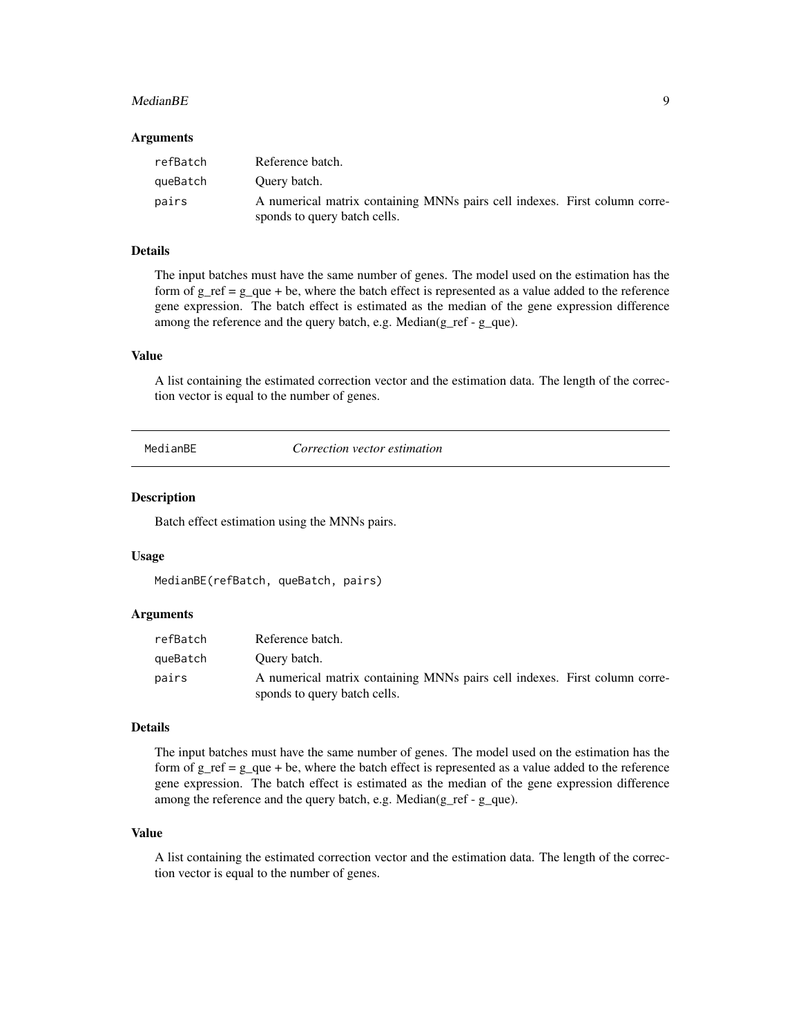### Arguments

| | |
|---|---|
| refBatch | Reference batch. |
| queBatch | Query batch. |
| pairs | A numerical matrix containing MNNs pairs cell indexes. First column corresponds to query batch cells. |

### Details

The input batches must have the same number of genes. The model used on the estimation has the form of g_ref = g_que + be, where the batch effect is represented as a value added to the reference gene expression. The batch effect is estimated as the median of the gene expression difference among the reference and the query batch, e.g. Median(g_ref - g_que).

### Value

A list containing the estimated correction vector and the estimation data. The length of the correction vector is equal to the number of genes.

---

## MedianBE *Correction vector estimation*

### Description

Batch effect estimation using the MNNs pairs.

### Usage

```
MedianBE(refBatch, queBatch, pairs)
```

### Arguments

| | |
|---|---|
| refBatch | Reference batch. |
| queBatch | Query batch. |
| pairs | A numerical matrix containing MNNs pairs cell indexes. First column corresponds to query batch cells. |

### Details

The input batches must have the same number of genes. The model used on the estimation has the form of g_ref = g_que + be, where the batch effect is represented as a value added to the reference gene expression. The batch effect is estimated as the median of the gene expression difference among the reference and the query batch, e.g. Median(g_ref - g_que).

### Value

A list containing the estimated correction vector and the estimation data. The length of the correction vector is equal to the number of genes.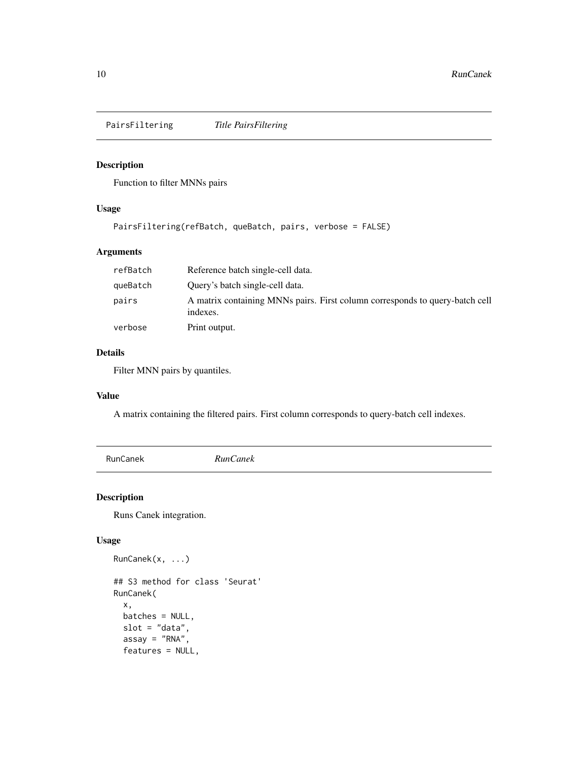## PairsFiltering *Title PairsFiltering*

### Description

Function to filter MNNs pairs

### Usage

```
PairsFiltering(refBatch, queBatch, pairs, verbose = FALSE)
```

### Arguments

| | |
|---|---|
| `refBatch` | Reference batch single-cell data. |
| `queBatch` | Query's batch single-cell data. |
| `pairs` | A matrix containing MNNs pairs. First column corresponds to query-batch cell indexes. |
| `verbose` | Print output. |

### Details

Filter MNN pairs by quantiles.

### Value

A matrix containing the filtered pairs. First column corresponds to query-batch cell indexes.

## RunCanek *RunCanek*

### Description

Runs Canek integration.

### Usage

```
RunCanek(x, ...)

## S3 method for class 'Seurat'
RunCanek(
  x,
  batches = NULL,
  slot = "data",
  assay = "RNA",
  features = NULL,
```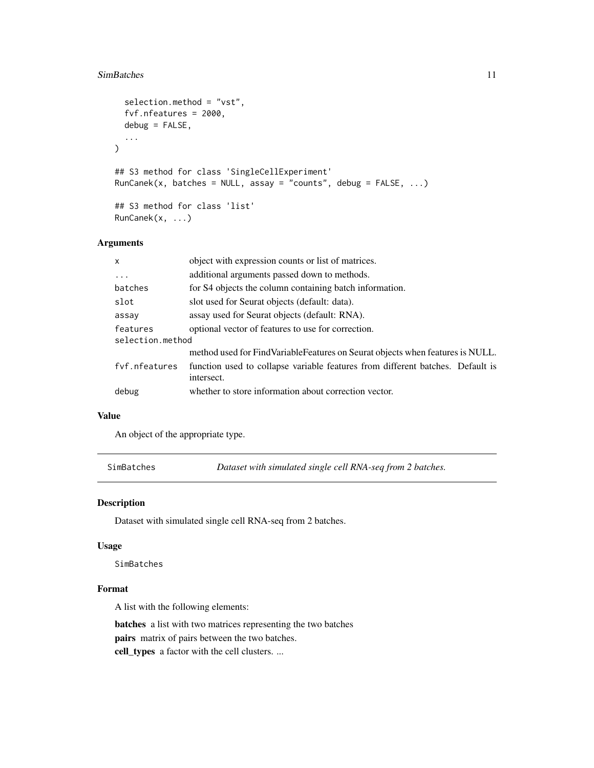```
  selection.method = "vst",
  fvf.nfeatures = 2000,
  debug = FALSE,
  ...
)

## S3 method for class 'SingleCellExperiment'
RunCanek(x, batches = NULL, assay = "counts", debug = FALSE, ...)

## S3 method for class 'list'
RunCanek(x, ...)
```

### Arguments

| | |
|---|---|
| `x` | object with expression counts or list of matrices. |
| `...` | additional arguments passed down to methods. |
| `batches` | for S4 objects the column containing batch information. |
| `slot` | slot used for Seurat objects (default: data). |
| `assay` | assay used for Seurat objects (default: RNA). |
| `features` | optional vector of features to use for correction. |
| `selection.method` | method used for FindVariableFeatures on Seurat objects when features is NULL. |
| `fvf.nfeatures` | function used to collapse variable features from different batches. Default is intersect. |
| `debug` | whether to store information about correction vector. |

### Value

An object of the appropriate type.

---

## SimBatches — *Dataset with simulated single cell RNA-seq from 2 batches.*

---

### Description

Dataset with simulated single cell RNA-seq from 2 batches.

### Usage

```
SimBatches
```

### Format

A list with the following elements:

**batches** a list with two matrices representing the two batches
**pairs** matrix of pairs between the two batches.
**cell_types** a factor with the cell clusters. ...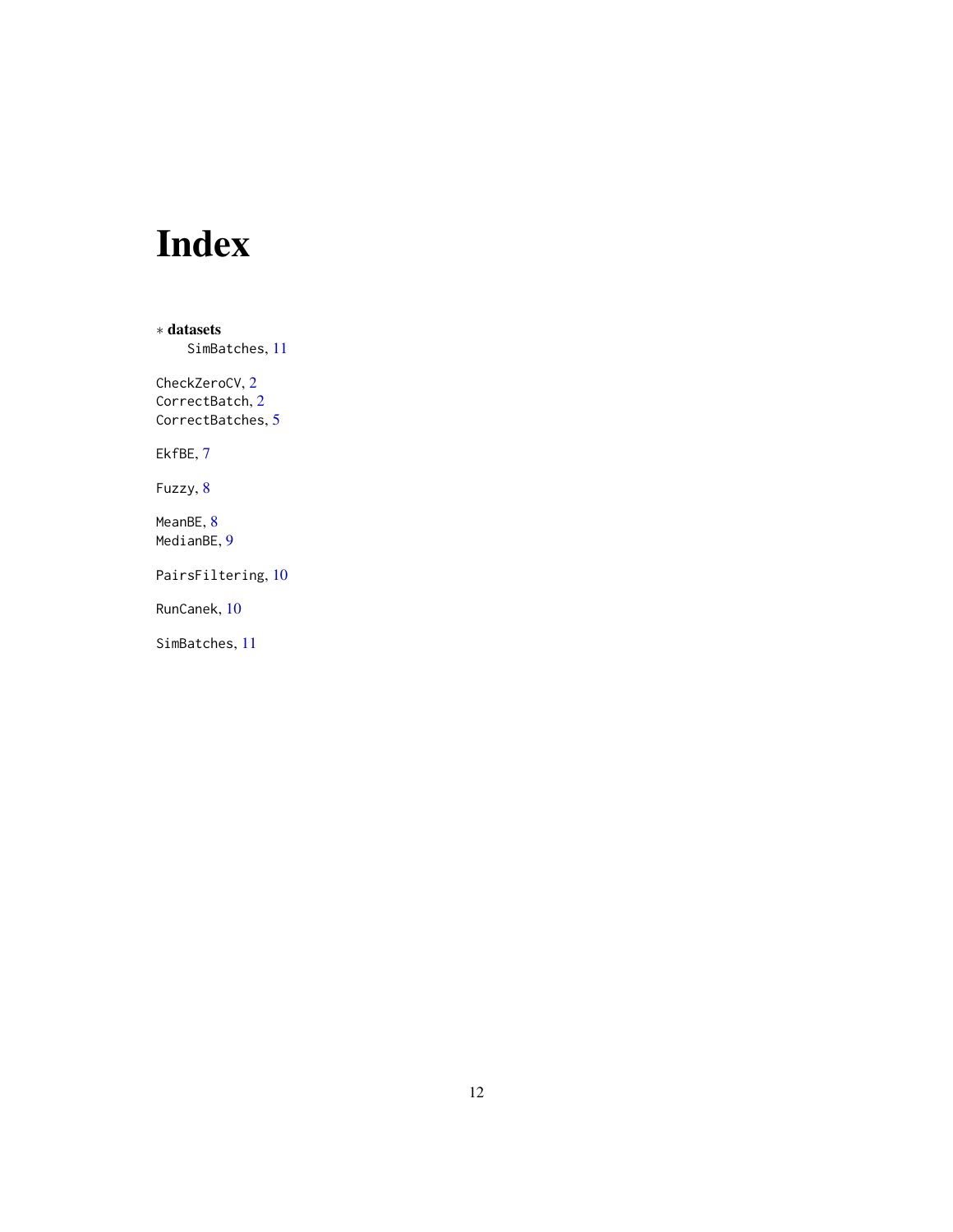# Index

∗ **datasets**
    SimBatches, 11

CheckZeroCV, 2
CorrectBatch, 2
CorrectBatches, 5

EkfBE, 7

Fuzzy, 8

MeanBE, 8
MedianBE, 9

PairsFiltering, 10

RunCanek, 10

SimBatches, 11